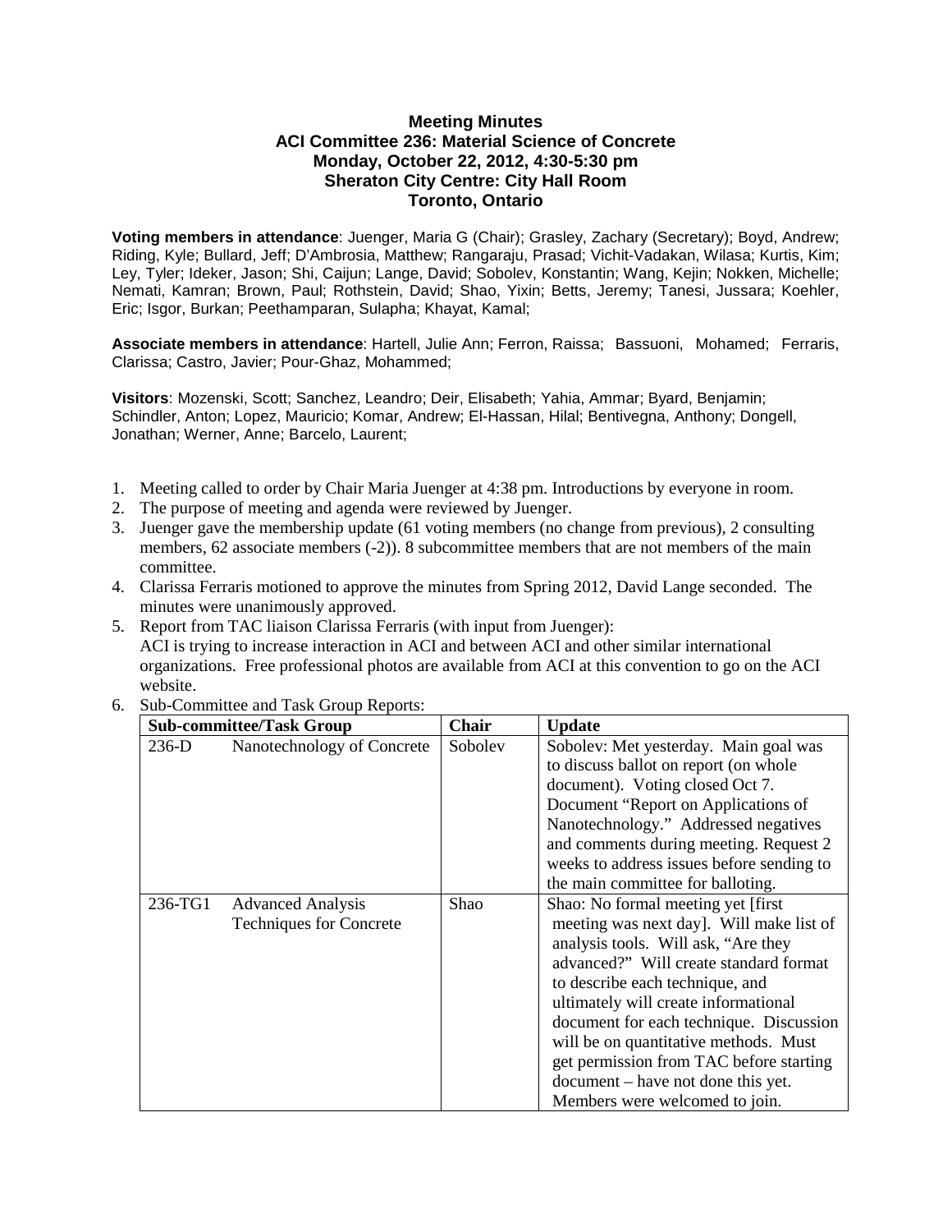**Meeting Minutes**
**ACI Committee 236: Material Science of Concrete**
**Monday, October 22, 2012, 4:30-5:30 pm**
**Sheraton City Centre: City Hall Room**
**Toronto, Ontario**

**Voting members in attendance**: Juenger, Maria G (Chair); Grasley, Zachary (Secretary); Boyd, Andrew; Riding, Kyle; Bullard, Jeff; D'Ambrosia, Matthew; Rangaraju, Prasad; Vichit-Vadakan, Wilasa; Kurtis, Kim; Ley, Tyler; Ideker, Jason; Shi, Caijun; Lange, David; Sobolev, Konstantin; Wang, Kejin; Nokken, Michelle; Nemati, Kamran; Brown, Paul; Rothstein, David; Shao, Yixin; Betts, Jeremy; Tanesi, Jussara; Koehler, Eric; Isgor, Burkan; Peethamparan, Sulapha; Khayat, Kamal;

**Associate members in attendance**: Hartell, Julie Ann; Ferron, Raissa; Bassuoni, Mohamed; Ferraris, Clarissa; Castro, Javier; Pour-Ghaz, Mohammed;

**Visitors**: Mozenski, Scott; Sanchez, Leandro; Deir, Elisabeth; Yahia, Ammar; Byard, Benjamin; Schindler, Anton; Lopez, Mauricio; Komar, Andrew; El-Hassan, Hilal; Bentivegna, Anthony; Dongell, Jonathan; Werner, Anne; Barcelo, Laurent;

1. Meeting called to order by Chair Maria Juenger at 4:38 pm. Introductions by everyone in room.
2. The purpose of meeting and agenda were reviewed by Juenger.
3. Juenger gave the membership update (61 voting members (no change from previous), 2 consulting members, 62 associate members (-2)). 8 subcommittee members that are not members of the main committee.
4. Clarissa Ferraris motioned to approve the minutes from Spring 2012, David Lange seconded. The minutes were unanimously approved.
5. Report from TAC liaison Clarissa Ferraris (with input from Juenger): ACI is trying to increase interaction in ACI and between ACI and other similar international organizations. Free professional photos are available from ACI at this convention to go on the ACI website.
6. Sub-Committee and Task Group Reports:

| Sub-committee/Task Group | | Chair | Update |
|---|---|---|---|
| 236-D | Nanotechnology of Concrete | Sobolev | Sobolev: Met yesterday. Main goal was to discuss ballot on report (on whole document). Voting closed Oct 7. Document "Report on Applications of Nanotechnology." Addressed negatives and comments during meeting. Request 2 weeks to address issues before sending to the main committee for balloting. |
| 236-TG1 | Advanced Analysis Techniques for Concrete | Shao | Shao: No formal meeting yet [first meeting was next day]. Will make list of analysis tools. Will ask, "Are they advanced?" Will create standard format to describe each technique, and ultimately will create informational document for each technique. Discussion will be on quantitative methods. Must get permission from TAC before starting document – have not done this yet. Members were welcomed to join. |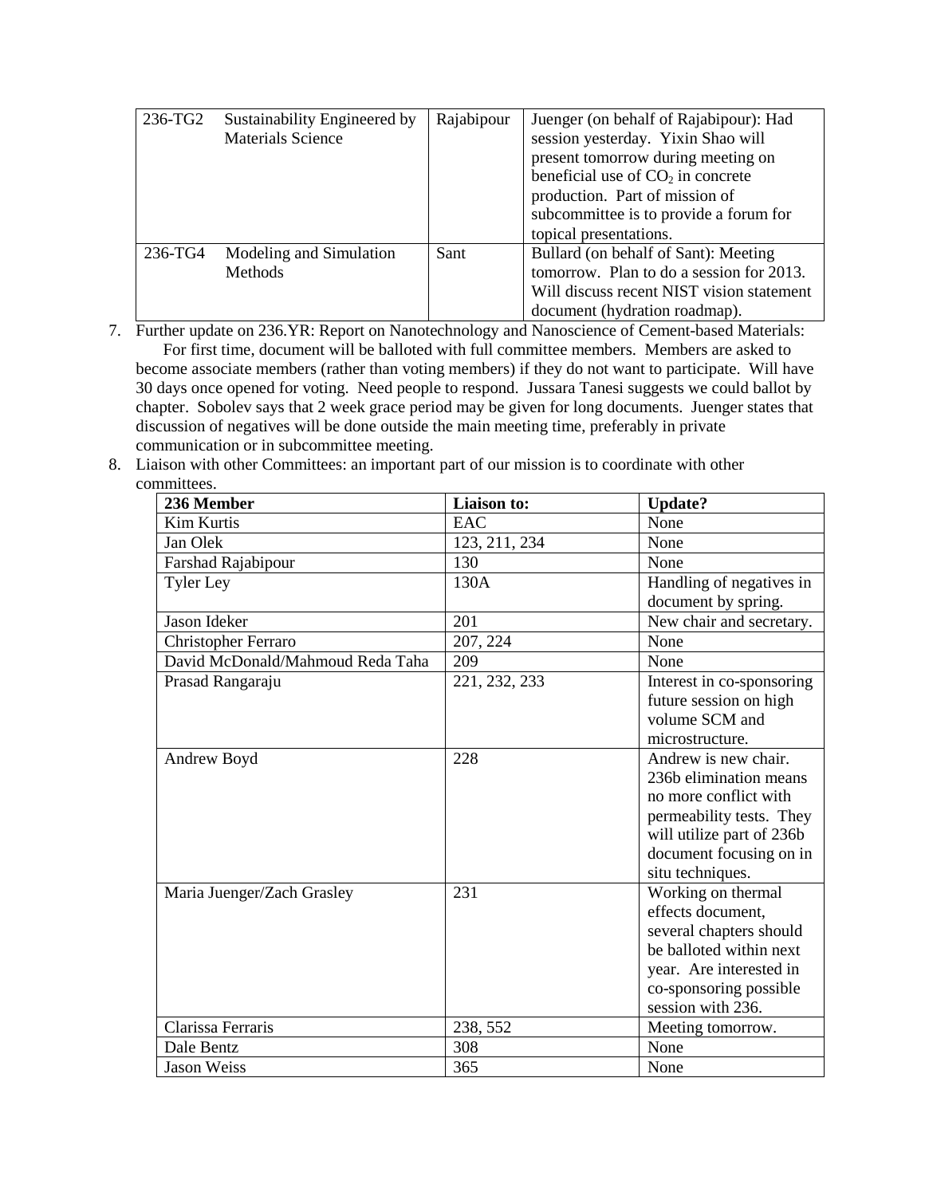| 236-TG2 | Sustainability Engineered by Materials Science | Rajabipour | Juenger (on behalf of Rajabipour): Had session yesterday. Yixin Shao will present tomorrow during meeting on beneficial use of $CO_2$ in concrete production. Part of mission of subcommittee is to provide a forum for topical presentations. |
|---|---|---|---|
| 236-TG4 | Modeling and Simulation Methods | Sant | Bullard (on behalf of Sant): Meeting tomorrow. Plan to do a session for 2013. Will discuss recent NIST vision statement document (hydration roadmap). |

7. Further update on 236.YR: Report on Nanotechnology and Nanoscience of Cement-based Materials: For first time, document will be balloted with full committee members. Members are asked to become associate members (rather than voting members) if they do not want to participate. Will have 30 days once opened for voting. Need people to respond. Jussara Tanesi suggests we could ballot by chapter. Sobolev says that 2 week grace period may be given for long documents. Juenger states that discussion of negatives will be done outside the main meeting time, preferably in private communication or in subcommittee meeting.
8. Liaison with other Committees: an important part of our mission is to coordinate with other committees.

| 236 Member | Liaison to: | Update? |
|---|---|---|
| Kim Kurtis | EAC | None |
| Jan Olek | 123, 211, 234 | None |
| Farshad Rajabipour | 130 | None |
| Tyler Ley | 130A | Handling of negatives in document by spring. |
| Jason Ideker | 201 | New chair and secretary. |
| Christopher Ferraro | 207, 224 | None |
| David McDonald/Mahmoud Reda Taha | 209 | None |
| Prasad Rangaraju | 221, 232, 233 | Interest in co-sponsoring future session on high volume SCM and microstructure. |
| Andrew Boyd | 228 | Andrew is new chair. 236b elimination means no more conflict with permeability tests. They will utilize part of 236b document focusing on in situ techniques. |
| Maria Juenger/Zach Grasley | 231 | Working on thermal effects document, several chapters should be balloted within next year. Are interested in co-sponsoring possible session with 236. |
| Clarissa Ferraris | 238, 552 | Meeting tomorrow. |
| Dale Bentz | 308 | None |
| Jason Weiss | 365 | None |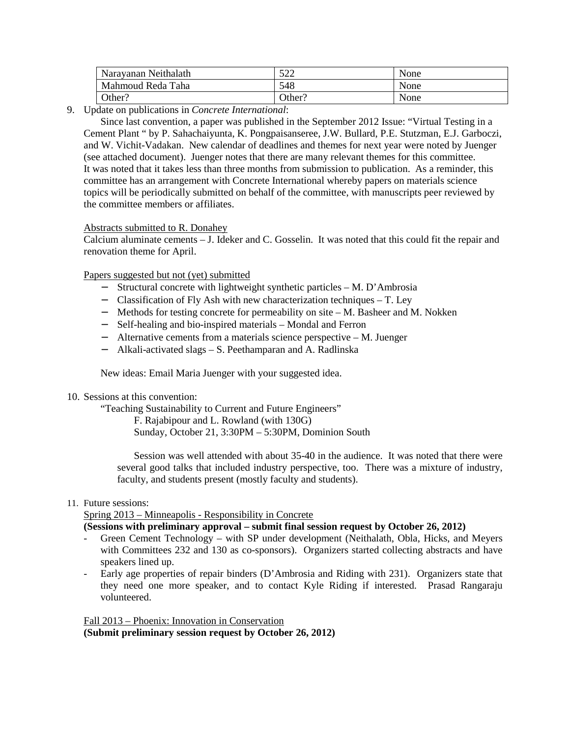| Narayanan Neithalath | 522 | None |
|---|---|---|
| Mahmoud Reda Taha | 548 | None |
| Other? | Other? | None |

9. Update on publications in *Concrete International*:

   Since last convention, a paper was published in the September 2012 Issue: "Virtual Testing in a Cement Plant " by P. Sahachaiyunta, K. Pongpaisanseree, J.W. Bullard, P.E. Stutzman, E.J. Garboczi, and W. Vichit-Vadakan. New calendar of deadlines and themes for next year were noted by Juenger (see attached document). Juenger notes that there are many relevant themes for this committee. It was noted that it takes less than three months from submission to publication. As a reminder, this committee has an arrangement with Concrete International whereby papers on materials science topics will be periodically submitted on behalf of the committee, with manuscripts peer reviewed by the committee members or affiliates.

   Abstracts submitted to R. Donahey

   Calcium aluminate cements – J. Ideker and C. Gosselin. It was noted that this could fit the repair and renovation theme for April.

   Papers suggested but not (yet) submitted

   - Structural concrete with lightweight synthetic particles – M. D'Ambrosia
   - Classification of Fly Ash with new characterization techniques – T. Ley
   - Methods for testing concrete for permeability on site – M. Basheer and M. Nokken
   - Self-healing and bio-inspired materials – Mondal and Ferron
   - Alternative cements from a materials science perspective – M. Juenger
   - Alkali-activated slags – S. Peethamparan and A. Radlinska

   New ideas: Email Maria Juenger with your suggested idea.

10. Sessions at this convention:

    "Teaching Sustainability to Current and Future Engineers"
    F. Rajabipour and L. Rowland (with 130G)
    Sunday, October 21, 3:30PM – 5:30PM, Dominion South

    Session was well attended with about 35-40 in the audience. It was noted that there were several good talks that included industry perspective, too. There was a mixture of industry, faculty, and students present (mostly faculty and students).

11. Future sessions:

    Spring 2013 – Minneapolis - Responsibility in Concrete

    **(Sessions with preliminary approval – submit final session request by October 26, 2012)**

    - Green Cement Technology – with SP under development (Neithalath, Obla, Hicks, and Meyers with Committees 232 and 130 as co-sponsors). Organizers started collecting abstracts and have speakers lined up.
    - Early age properties of repair binders (D'Ambrosia and Riding with 231). Organizers state that they need one more speaker, and to contact Kyle Riding if interested. Prasad Rangaraju volunteered.

    Fall 2013 – Phoenix: Innovation in Conservation

    **(Submit preliminary session request by October 26, 2012)**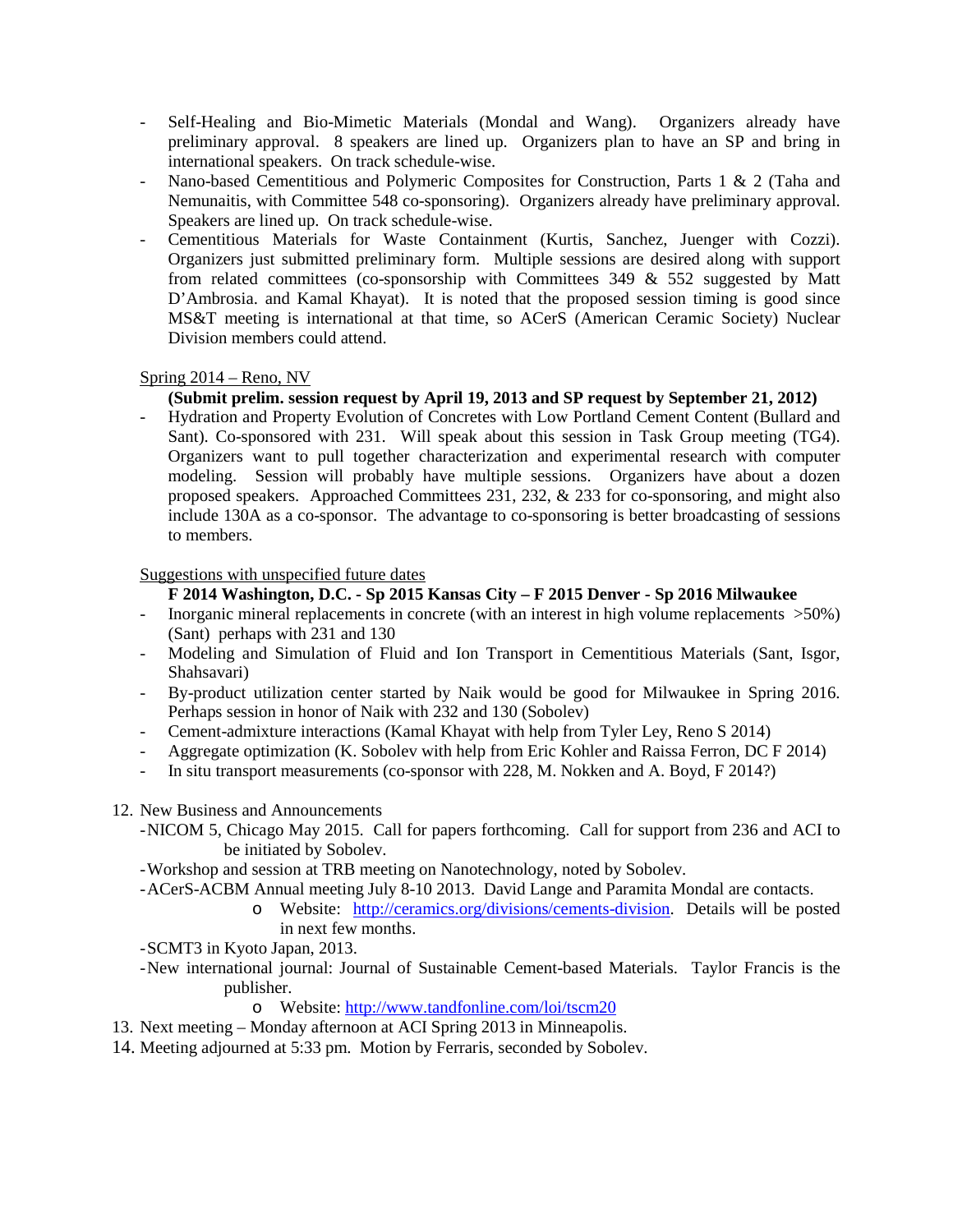- Self-Healing and Bio-Mimetic Materials (Mondal and Wang). Organizers already have preliminary approval. 8 speakers are lined up. Organizers plan to have an SP and bring in international speakers. On track schedule-wise.
- Nano-based Cementitious and Polymeric Composites for Construction, Parts 1 & 2 (Taha and Nemunaitis, with Committee 548 co-sponsoring). Organizers already have preliminary approval. Speakers are lined up. On track schedule-wise.
- Cementitious Materials for Waste Containment (Kurtis, Sanchez, Juenger with Cozzi). Organizers just submitted preliminary form. Multiple sessions are desired along with support from related committees (co-sponsorship with Committees 349 & 552 suggested by Matt D'Ambrosia. and Kamal Khayat). It is noted that the proposed session timing is good since MS&T meeting is international at that time, so ACerS (American Ceramic Society) Nuclear Division members could attend.

<u>Spring 2014 – Reno, NV</u>

**(Submit prelim. session request by April 19, 2013 and SP request by September 21, 2012)**

- Hydration and Property Evolution of Concretes with Low Portland Cement Content (Bullard and Sant). Co-sponsored with 231. Will speak about this session in Task Group meeting (TG4). Organizers want to pull together characterization and experimental research with computer modeling. Session will probably have multiple sessions. Organizers have about a dozen proposed speakers. Approached Committees 231, 232, & 233 for co-sponsoring, and might also include 130A as a co-sponsor. The advantage to co-sponsoring is better broadcasting of sessions to members.

<u>Suggestions with unspecified future dates</u>

**F 2014 Washington, D.C. - Sp 2015 Kansas City – F 2015 Denver - Sp 2016 Milwaukee**

- Inorganic mineral replacements in concrete (with an interest in high volume replacements >50%) (Sant) perhaps with 231 and 130
- Modeling and Simulation of Fluid and Ion Transport in Cementitious Materials (Sant, Isgor, Shahsavari)
- By-product utilization center started by Naik would be good for Milwaukee in Spring 2016. Perhaps session in honor of Naik with 232 and 130 (Sobolev)
- Cement-admixture interactions (Kamal Khayat with help from Tyler Ley, Reno S 2014)
- Aggregate optimization (K. Sobolev with help from Eric Kohler and Raissa Ferron, DC F 2014)
- In situ transport measurements (co-sponsor with 228, M. Nokken and A. Boyd, F 2014?)

12. New Business and Announcements
    - NICOM 5, Chicago May 2015. Call for papers forthcoming. Call for support from 236 and ACI to be initiated by Sobolev.
    - Workshop and session at TRB meeting on Nanotechnology, noted by Sobolev.
    - ACerS-ACBM Annual meeting July 8-10 2013. David Lange and Paramita Mondal are contacts.
        - Website: [http://ceramics.org/divisions/cements-division](http://ceramics.org/divisions/cements-division). Details will be posted in next few months.
    - SCMT3 in Kyoto Japan, 2013.
    - New international journal: Journal of Sustainable Cement-based Materials. Taylor Francis is the publisher.
        - Website: [http://www.tandfonline.com/loi/tscm20](http://www.tandfonline.com/loi/tscm20)
13. Next meeting – Monday afternoon at ACI Spring 2013 in Minneapolis.
14. Meeting adjourned at 5:33 pm. Motion by Ferraris, seconded by Sobolev.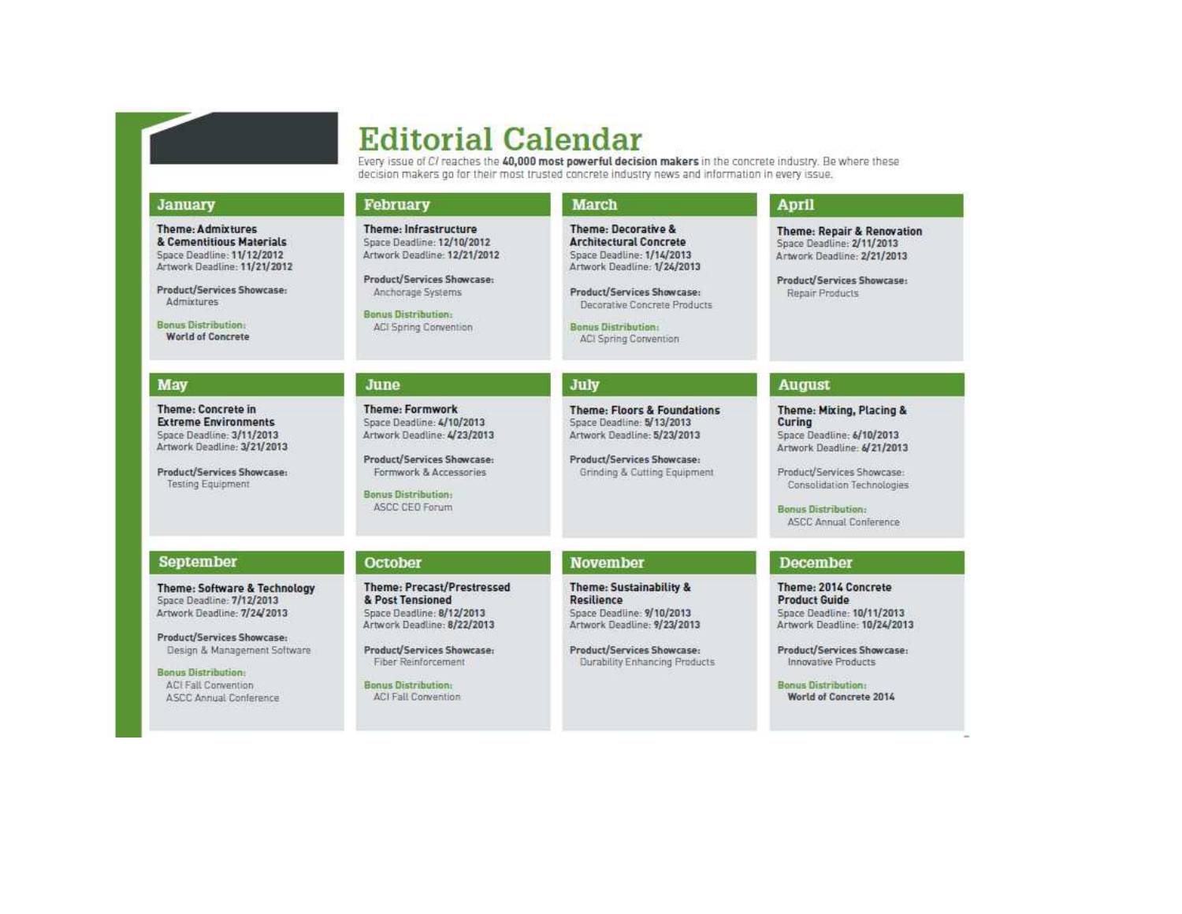# Editorial Calendar

Every issue of *CI* reaches the **40,000 most powerful decision makers** in the concrete industry. Be where these decision makers go for their most trusted concrete industry news and information in every issue.

## January

**Theme: Admixtures & Cementitious Materials**
Space Deadline: **11/12/2012**
Artwork Deadline: **11/21/2012**

**Product/Services Showcase:**
Admixtures

**Bonus Distribution:**
**World of Concrete**

## February

**Theme: Infrastructure**
Space Deadline: **12/10/2012**
Artwork Deadline: **12/21/2012**

**Product/Services Showcase:**
Anchorage Systems

**Bonus Distribution:**
ACI Spring Convention

## March

**Theme: Decorative & Architectural Concrete**
Space Deadline: **1/14/2013**
Artwork Deadline: **1/24/2013**

**Product/Services Showcase:**
Decorative Concrete Products

**Bonus Distribution:**
ACI Spring Convention

## April

**Theme: Repair & Renovation**
Space Deadline: **2/11/2013**
Artwork Deadline: **2/21/2013**

**Product/Services Showcase:**
Repair Products

## May

**Theme: Concrete in Extreme Environments**
Space Deadline: **3/11/2013**
Artwork Deadline: **3/21/2013**

**Product/Services Showcase:**
Testing Equipment

## June

**Theme: Formwork**
Space Deadline: **4/10/2013**
Artwork Deadline: **4/23/2013**

**Product/Services Showcase:**
Formwork & Accessories

**Bonus Distribution:**
ASCC CEO Forum

## July

**Theme: Floors & Foundations**
Space Deadline: **5/13/2013**
Artwork Deadline: **5/23/2013**

**Product/Services Showcase:**
Grinding & Cutting Equipment

## August

**Theme: Mixing, Placing & Curing**
Space Deadline: **6/10/2013**
Artwork Deadline: **6/21/2013**

Product/Services Showcase:
Consolidation Technologies

**Bonus Distribution:**
ASCC Annual Conference

## September

**Theme: Software & Technology**
Space Deadline: **7/12/2013**
Artwork Deadline: **7/24/2013**

**Product/Services Showcase:**
Design & Management Software

**Bonus Distribution:**
ACI Fall Convention
ASCC Annual Conference

## October

**Theme: Precast/Prestressed & Post Tensioned**
Space Deadline: **8/12/2013**
Artwork Deadline: **8/22/2013**

**Product/Services Showcase:**
Fiber Reinforcement

**Bonus Distribution:**
ACI Fall Convention

## November

**Theme: Sustainability & Resilience**
Space Deadline: **9/10/2013**
Artwork Deadline: **9/23/2013**

**Product/Services Showcase:**
Durability Enhancing Products

## December

**Theme: 2014 Concrete Product Guide**
Space Deadline: **10/11/2013**
Artwork Deadline: **10/24/2013**

**Product/Services Showcase:**
Innovative Products

**Bonus Distribution:**
**World of Concrete 2014**